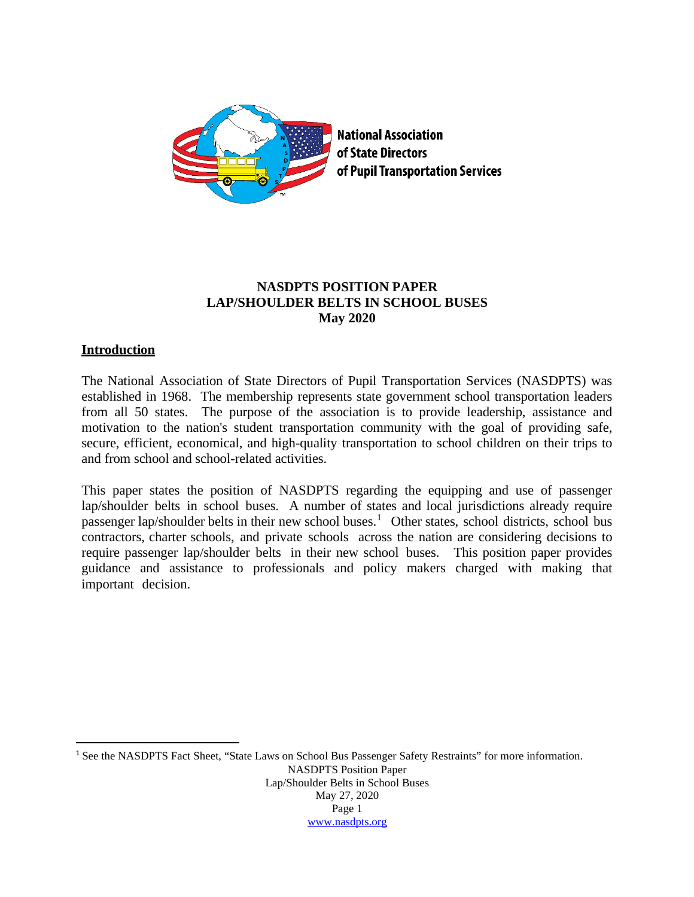National Association
of State Directors
of Pupil Transportation Services

**NASDPTS POSITION PAPER**
**LAP/SHOULDER BELTS IN SCHOOL BUSES**
**May 2020**

## Introduction

The National Association of State Directors of Pupil Transportation Services (NASDPTS) was established in 1968. The membership represents state government school transportation leaders from all 50 states. The purpose of the association is to provide leadership, assistance and motivation to the nation's student transportation community with the goal of providing safe, secure, efficient, economical, and high-quality transportation to school children on their trips to and from school and school-related activities.

This paper states the position of NASDPTS regarding the equipping and use of passenger lap/shoulder belts in school buses. A number of states and local jurisdictions already require passenger lap/shoulder belts in their new school buses.[1] Other states, school districts, school bus contractors, charter schools, and private schools across the nation are considering decisions to require passenger lap/shoulder belts in their new school buses. This position paper provides guidance and assistance to professionals and policy makers charged with making that important decision.

[1] See the NASDPTS Fact Sheet, "State Laws on School Bus Passenger Safety Restraints" for more information.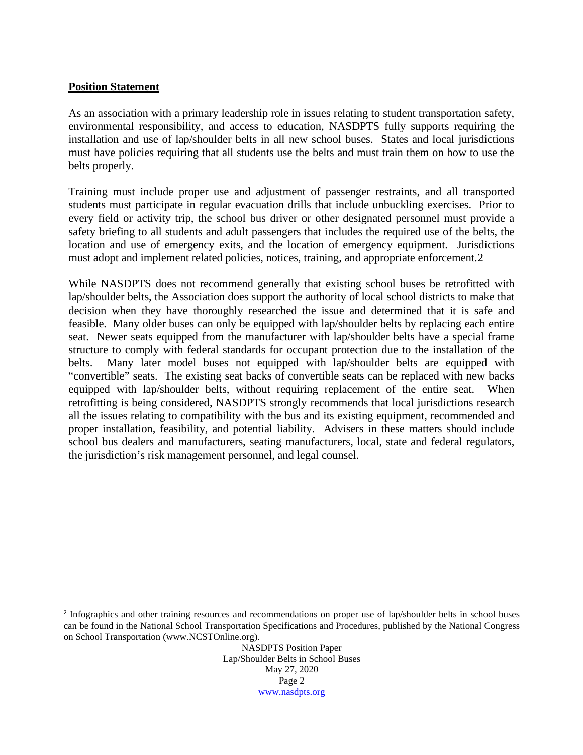**Position Statement**

As an association with a primary leadership role in issues relating to student transportation safety, environmental responsibility, and access to education, NASDPTS fully supports requiring the installation and use of lap/shoulder belts in all new school buses. States and local jurisdictions must have policies requiring that all students use the belts and must train them on how to use the belts properly.

Training must include proper use and adjustment of passenger restraints, and all transported students must participate in regular evacuation drills that include unbuckling exercises. Prior to every field or activity trip, the school bus driver or other designated personnel must provide a safety briefing to all students and adult passengers that includes the required use of the belts, the location and use of emergency exits, and the location of emergency equipment. Jurisdictions must adopt and implement related policies, notices, training, and appropriate enforcement.[2]

While NASDPTS does not recommend generally that existing school buses be retrofitted with lap/shoulder belts, the Association does support the authority of local school districts to make that decision when they have thoroughly researched the issue and determined that it is safe and feasible. Many older buses can only be equipped with lap/shoulder belts by replacing each entire seat. Newer seats equipped from the manufacturer with lap/shoulder belts have a special frame structure to comply with federal standards for occupant protection due to the installation of the belts. Many later model buses not equipped with lap/shoulder belts are equipped with "convertible" seats. The existing seat backs of convertible seats can be replaced with new backs equipped with lap/shoulder belts, without requiring replacement of the entire seat. When retrofitting is being considered, NASDPTS strongly recommends that local jurisdictions research all the issues relating to compatibility with the bus and its existing equipment, recommended and proper installation, feasibility, and potential liability. Advisers in these matters should include school bus dealers and manufacturers, seating manufacturers, local, state and federal regulators, the jurisdiction's risk management personnel, and legal counsel.

---

[2] Infographics and other training resources and recommendations on proper use of lap/shoulder belts in school buses can be found in the National School Transportation Specifications and Procedures, published by the National Congress on School Transportation (www.NCSTOnline.org).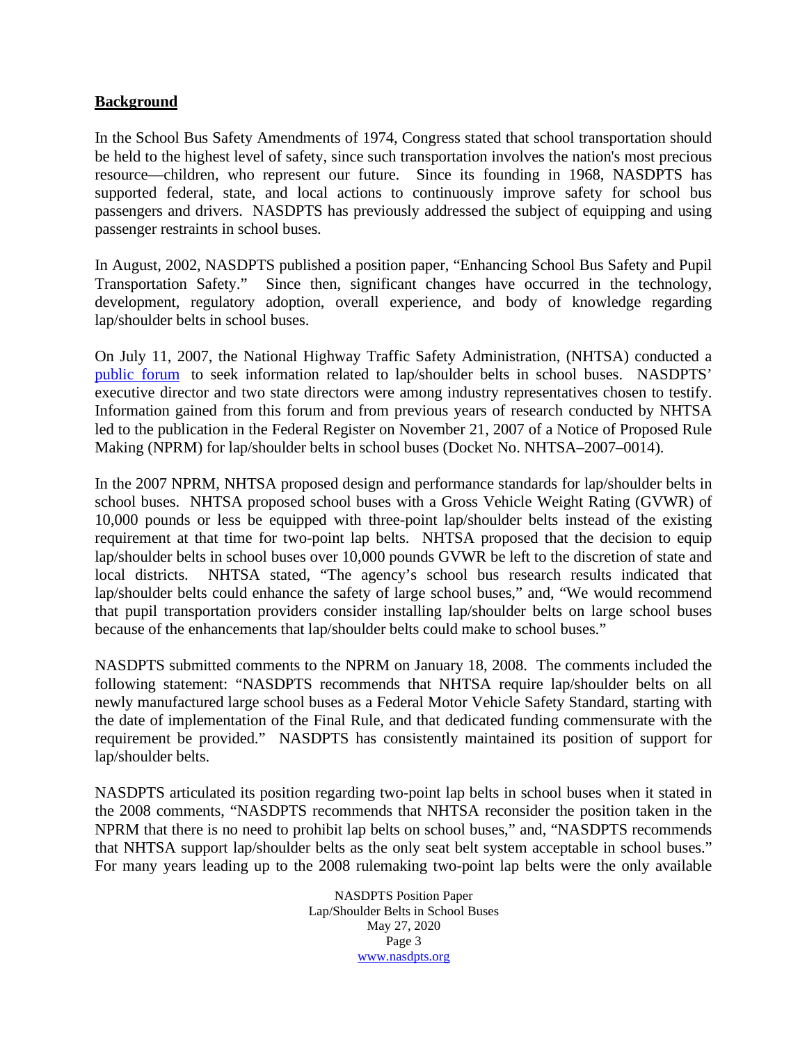## **Background**

In the School Bus Safety Amendments of 1974, Congress stated that school transportation should be held to the highest level of safety, since such transportation involves the nation's most precious resource—children, who represent our future. Since its founding in 1968, NASDPTS has supported federal, state, and local actions to continuously improve safety for school bus passengers and drivers. NASDPTS has previously addressed the subject of equipping and using passenger restraints in school buses.

In August, 2002, NASDPTS published a position paper, "Enhancing School Bus Safety and Pupil Transportation Safety." Since then, significant changes have occurred in the technology, development, regulatory adoption, overall experience, and body of knowledge regarding lap/shoulder belts in school buses.

On July 11, 2007, the National Highway Traffic Safety Administration, (NHTSA) conducted a public forum to seek information related to lap/shoulder belts in school buses. NASDPTS' executive director and two state directors were among industry representatives chosen to testify. Information gained from this forum and from previous years of research conducted by NHTSA led to the publication in the Federal Register on November 21, 2007 of a Notice of Proposed Rule Making (NPRM) for lap/shoulder belts in school buses (Docket No. NHTSA–2007–0014).

In the 2007 NPRM, NHTSA proposed design and performance standards for lap/shoulder belts in school buses. NHTSA proposed school buses with a Gross Vehicle Weight Rating (GVWR) of 10,000 pounds or less be equipped with three-point lap/shoulder belts instead of the existing requirement at that time for two-point lap belts. NHTSA proposed that the decision to equip lap/shoulder belts in school buses over 10,000 pounds GVWR be left to the discretion of state and local districts. NHTSA stated, "The agency's school bus research results indicated that lap/shoulder belts could enhance the safety of large school buses," and, "We would recommend that pupil transportation providers consider installing lap/shoulder belts on large school buses because of the enhancements that lap/shoulder belts could make to school buses."

NASDPTS submitted comments to the NPRM on January 18, 2008. The comments included the following statement: "NASDPTS recommends that NHTSA require lap/shoulder belts on all newly manufactured large school buses as a Federal Motor Vehicle Safety Standard, starting with the date of implementation of the Final Rule, and that dedicated funding commensurate with the requirement be provided." NASDPTS has consistently maintained its position of support for lap/shoulder belts.

NASDPTS articulated its position regarding two-point lap belts in school buses when it stated in the 2008 comments, "NASDPTS recommends that NHTSA reconsider the position taken in the NPRM that there is no need to prohibit lap belts on school buses," and, "NASDPTS recommends that NHTSA support lap/shoulder belts as the only seat belt system acceptable in school buses." For many years leading up to the 2008 rulemaking two-point lap belts were the only available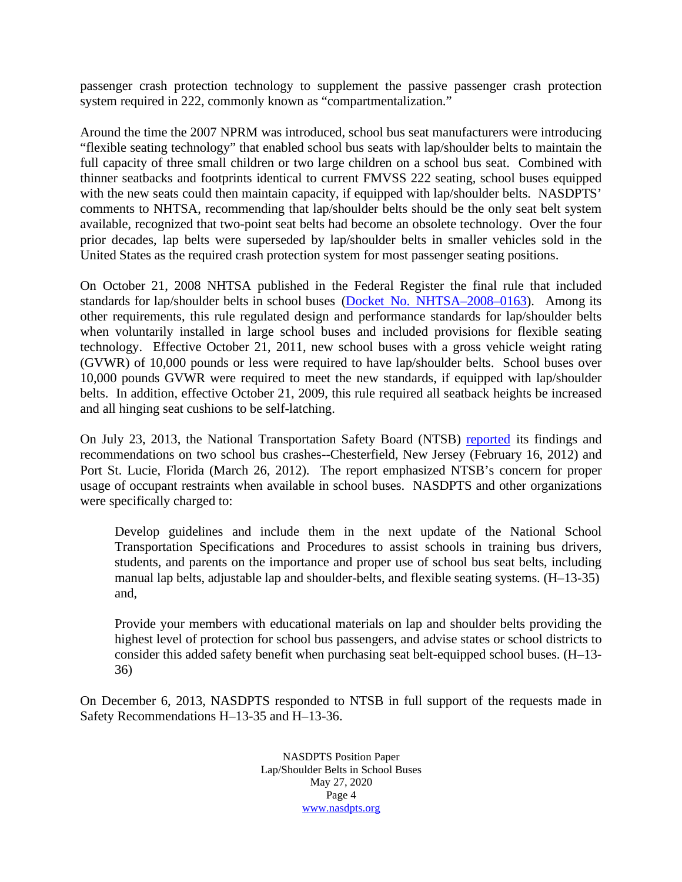passenger crash protection technology to supplement the passive passenger crash protection system required in 222, commonly known as "compartmentalization."

Around the time the 2007 NPRM was introduced, school bus seat manufacturers were introducing "flexible seating technology" that enabled school bus seats with lap/shoulder belts to maintain the full capacity of three small children or two large children on a school bus seat. Combined with thinner seatbacks and footprints identical to current FMVSS 222 seating, school buses equipped with the new seats could then maintain capacity, if equipped with lap/shoulder belts. NASDPTS' comments to NHTSA, recommending that lap/shoulder belts should be the only seat belt system available, recognized that two-point seat belts had become an obsolete technology. Over the four prior decades, lap belts were superseded by lap/shoulder belts in smaller vehicles sold in the United States as the required crash protection system for most passenger seating positions.

On October 21, 2008 NHTSA published in the Federal Register the final rule that included standards for lap/shoulder belts in school buses (Docket No. NHTSA–2008–0163). Among its other requirements, this rule regulated design and performance standards for lap/shoulder belts when voluntarily installed in large school buses and included provisions for flexible seating technology. Effective October 21, 2011, new school buses with a gross vehicle weight rating (GVWR) of 10,000 pounds or less were required to have lap/shoulder belts. School buses over 10,000 pounds GVWR were required to meet the new standards, if equipped with lap/shoulder belts. In addition, effective October 21, 2009, this rule required all seatback heights be increased and all hinging seat cushions to be self-latching.

On July 23, 2013, the National Transportation Safety Board (NTSB) reported its findings and recommendations on two school bus crashes--Chesterfield, New Jersey (February 16, 2012) and Port St. Lucie, Florida (March 26, 2012). The report emphasized NTSB's concern for proper usage of occupant restraints when available in school buses. NASDPTS and other organizations were specifically charged to:

> Develop guidelines and include them in the next update of the National School Transportation Specifications and Procedures to assist schools in training bus drivers, students, and parents on the importance and proper use of school bus seat belts, including manual lap belts, adjustable lap and shoulder-belts, and flexible seating systems. (H–13-35) and,
>
> Provide your members with educational materials on lap and shoulder belts providing the highest level of protection for school bus passengers, and advise states or school districts to consider this added safety benefit when purchasing seat belt-equipped school buses. (H–13-36)

On December 6, 2013, NASDPTS responded to NTSB in full support of the requests made in Safety Recommendations H–13-35 and H–13-36.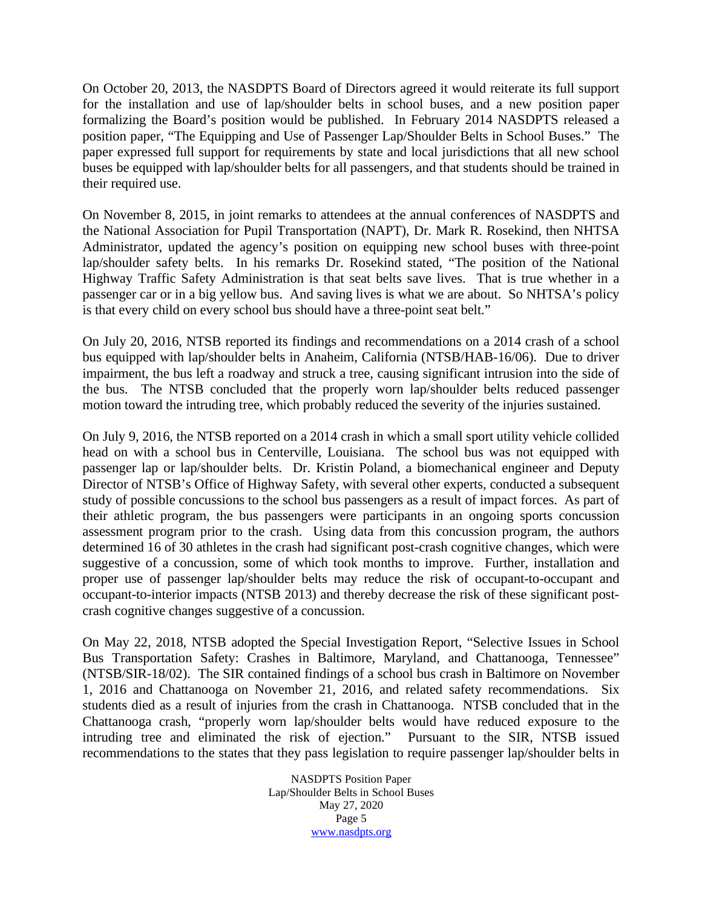On October 20, 2013, the NASDPTS Board of Directors agreed it would reiterate its full support for the installation and use of lap/shoulder belts in school buses, and a new position paper formalizing the Board's position would be published. In February 2014 NASDPTS released a position paper, "The Equipping and Use of Passenger Lap/Shoulder Belts in School Buses." The paper expressed full support for requirements by state and local jurisdictions that all new school buses be equipped with lap/shoulder belts for all passengers, and that students should be trained in their required use.

On November 8, 2015, in joint remarks to attendees at the annual conferences of NASDPTS and the National Association for Pupil Transportation (NAPT), Dr. Mark R. Rosekind, then NHTSA Administrator, updated the agency's position on equipping new school buses with three-point lap/shoulder safety belts. In his remarks Dr. Rosekind stated, "The position of the National Highway Traffic Safety Administration is that seat belts save lives. That is true whether in a passenger car or in a big yellow bus. And saving lives is what we are about. So NHTSA's policy is that every child on every school bus should have a three-point seat belt."

On July 20, 2016, NTSB reported its findings and recommendations on a 2014 crash of a school bus equipped with lap/shoulder belts in Anaheim, California (NTSB/HAB-16/06). Due to driver impairment, the bus left a roadway and struck a tree, causing significant intrusion into the side of the bus. The NTSB concluded that the properly worn lap/shoulder belts reduced passenger motion toward the intruding tree, which probably reduced the severity of the injuries sustained.

On July 9, 2016, the NTSB reported on a 2014 crash in which a small sport utility vehicle collided head on with a school bus in Centerville, Louisiana. The school bus was not equipped with passenger lap or lap/shoulder belts. Dr. Kristin Poland, a biomechanical engineer and Deputy Director of NTSB's Office of Highway Safety, with several other experts, conducted a subsequent study of possible concussions to the school bus passengers as a result of impact forces. As part of their athletic program, the bus passengers were participants in an ongoing sports concussion assessment program prior to the crash. Using data from this concussion program, the authors determined 16 of 30 athletes in the crash had significant post-crash cognitive changes, which were suggestive of a concussion, some of which took months to improve. Further, installation and proper use of passenger lap/shoulder belts may reduce the risk of occupant-to-occupant and occupant-to-interior impacts (NTSB 2013) and thereby decrease the risk of these significant post-crash cognitive changes suggestive of a concussion.

On May 22, 2018, NTSB adopted the Special Investigation Report, "Selective Issues in School Bus Transportation Safety: Crashes in Baltimore, Maryland, and Chattanooga, Tennessee" (NTSB/SIR-18/02). The SIR contained findings of a school bus crash in Baltimore on November 1, 2016 and Chattanooga on November 21, 2016, and related safety recommendations. Six students died as a result of injuries from the crash in Chattanooga. NTSB concluded that in the Chattanooga crash, "properly worn lap/shoulder belts would have reduced exposure to the intruding tree and eliminated the risk of ejection." Pursuant to the SIR, NTSB issued recommendations to the states that they pass legislation to require passenger lap/shoulder belts in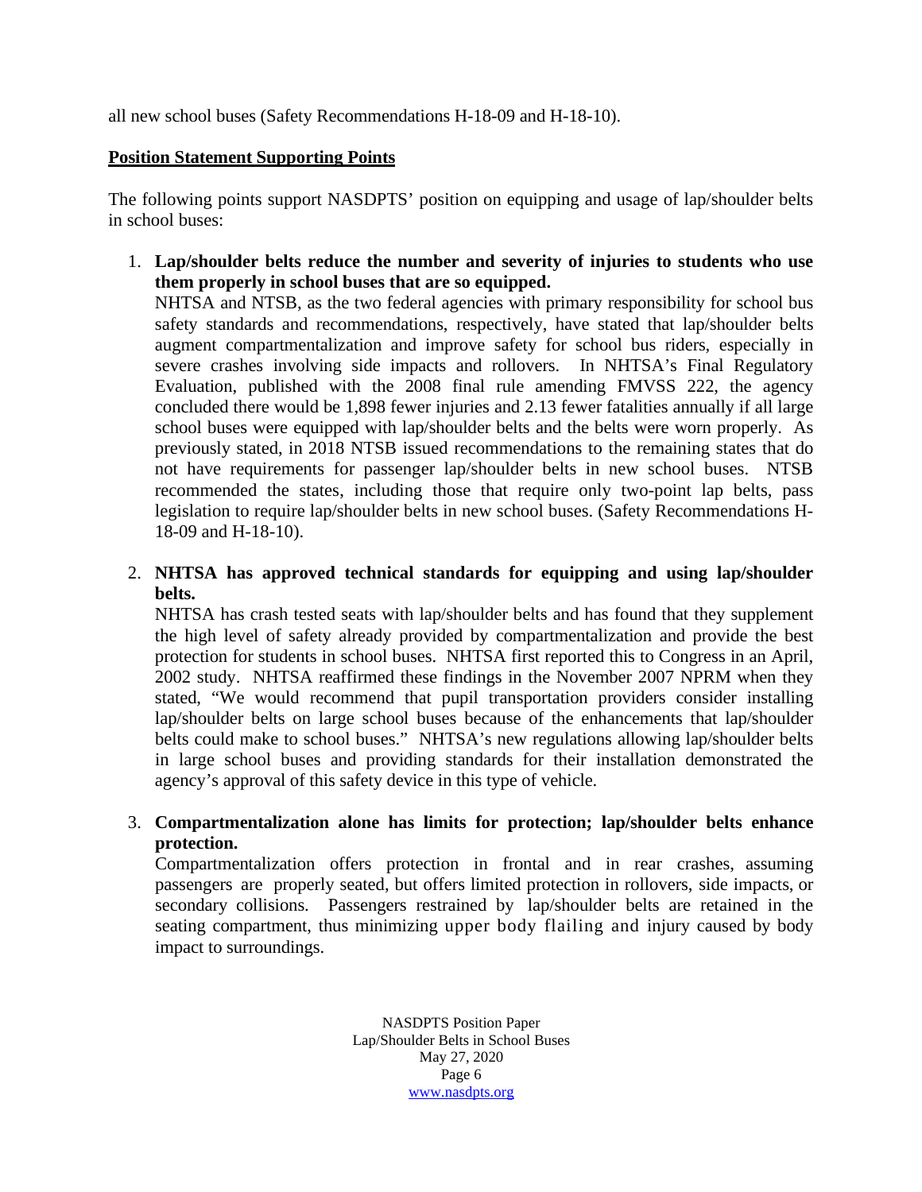all new school buses (Safety Recommendations H-18-09 and H-18-10).

**Position Statement Supporting Points**

The following points support NASDPTS' position on equipping and usage of lap/shoulder belts in school buses:

1. **Lap/shoulder belts reduce the number and severity of injuries to students who use them properly in school buses that are so equipped.**
   NHTSA and NTSB, as the two federal agencies with primary responsibility for school bus safety standards and recommendations, respectively, have stated that lap/shoulder belts augment compartmentalization and improve safety for school bus riders, especially in severe crashes involving side impacts and rollovers. In NHTSA's Final Regulatory Evaluation, published with the 2008 final rule amending FMVSS 222, the agency concluded there would be 1,898 fewer injuries and 2.13 fewer fatalities annually if all large school buses were equipped with lap/shoulder belts and the belts were worn properly. As previously stated, in 2018 NTSB issued recommendations to the remaining states that do not have requirements for passenger lap/shoulder belts in new school buses. NTSB recommended the states, including those that require only two-point lap belts, pass legislation to require lap/shoulder belts in new school buses. (Safety Recommendations H-18-09 and H-18-10).

2. **NHTSA has approved technical standards for equipping and using lap/shoulder belts.**
   NHTSA has crash tested seats with lap/shoulder belts and has found that they supplement the high level of safety already provided by compartmentalization and provide the best protection for students in school buses. NHTSA first reported this to Congress in an April, 2002 study. NHTSA reaffirmed these findings in the November 2007 NPRM when they stated, "We would recommend that pupil transportation providers consider installing lap/shoulder belts on large school buses because of the enhancements that lap/shoulder belts could make to school buses." NHTSA's new regulations allowing lap/shoulder belts in large school buses and providing standards for their installation demonstrated the agency's approval of this safety device in this type of vehicle.

3. **Compartmentalization alone has limits for protection; lap/shoulder belts enhance protection.**
   Compartmentalization offers protection in frontal and in rear crashes, assuming passengers are properly seated, but offers limited protection in rollovers, side impacts, or secondary collisions. Passengers restrained by lap/shoulder belts are retained in the seating compartment, thus minimizing upper body flailing and injury caused by body impact to surroundings.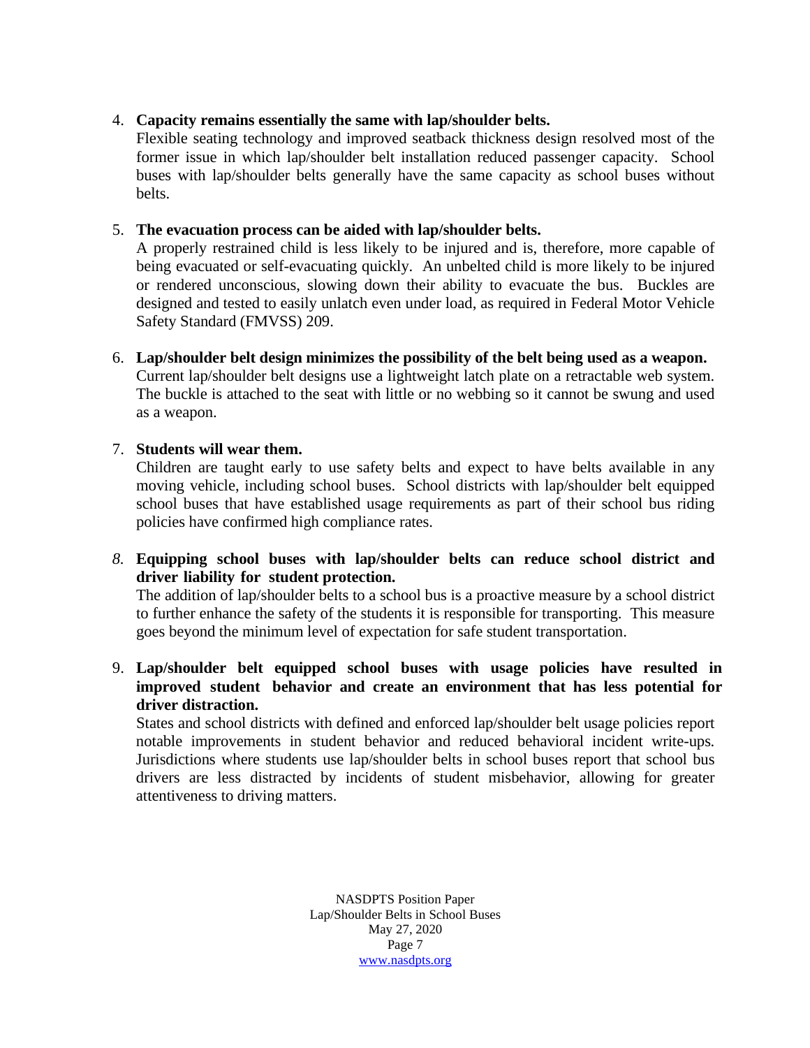4. **Capacity remains essentially the same with lap/shoulder belts.**
   Flexible seating technology and improved seatback thickness design resolved most of the former issue in which lap/shoulder belt installation reduced passenger capacity. School buses with lap/shoulder belts generally have the same capacity as school buses without belts.

5. **The evacuation process can be aided with lap/shoulder belts.**
   A properly restrained child is less likely to be injured and is, therefore, more capable of being evacuated or self-evacuating quickly. An unbelted child is more likely to be injured or rendered unconscious, slowing down their ability to evacuate the bus. Buckles are designed and tested to easily unlatch even under load, as required in Federal Motor Vehicle Safety Standard (FMVSS) 209.

6. **Lap/shoulder belt design minimizes the possibility of the belt being used as a weapon.**
   Current lap/shoulder belt designs use a lightweight latch plate on a retractable web system. The buckle is attached to the seat with little or no webbing so it cannot be swung and used as a weapon.

7. **Students will wear them.**
   Children are taught early to use safety belts and expect to have belts available in any moving vehicle, including school buses. School districts with lap/shoulder belt equipped school buses that have established usage requirements as part of their school bus riding policies have confirmed high compliance rates.

8. **Equipping school buses with lap/shoulder belts can reduce school district and driver liability for student protection.**
   The addition of lap/shoulder belts to a school bus is a proactive measure by a school district to further enhance the safety of the students it is responsible for transporting. This measure goes beyond the minimum level of expectation for safe student transportation.

9. **Lap/shoulder belt equipped school buses with usage policies have resulted in improved student behavior and create an environment that has less potential for driver distraction.**
   States and school districts with defined and enforced lap/shoulder belt usage policies report notable improvements in student behavior and reduced behavioral incident write-ups. Jurisdictions where students use lap/shoulder belts in school buses report that school bus drivers are less distracted by incidents of student misbehavior, allowing for greater attentiveness to driving matters.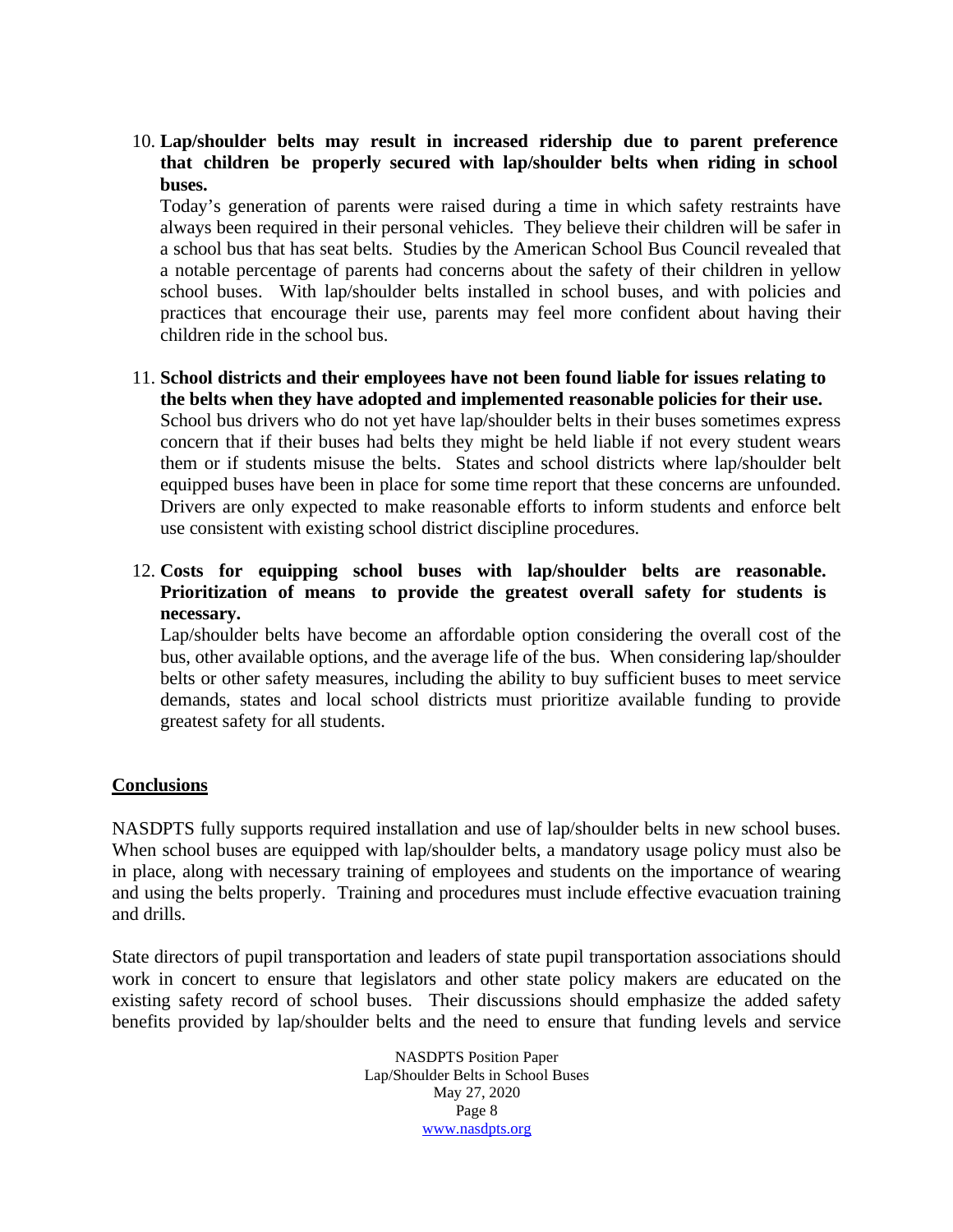10. **Lap/shoulder belts may result in increased ridership due to parent preference that children be properly secured with lap/shoulder belts when riding in school buses.**
    Today's generation of parents were raised during a time in which safety restraints have always been required in their personal vehicles. They believe their children will be safer in a school bus that has seat belts. Studies by the American School Bus Council revealed that a notable percentage of parents had concerns about the safety of their children in yellow school buses. With lap/shoulder belts installed in school buses, and with policies and practices that encourage their use, parents may feel more confident about having their children ride in the school bus.

11. **School districts and their employees have not been found liable for issues relating to the belts when they have adopted and implemented reasonable policies for their use.**
    School bus drivers who do not yet have lap/shoulder belts in their buses sometimes express concern that if their buses had belts they might be held liable if not every student wears them or if students misuse the belts. States and school districts where lap/shoulder belt equipped buses have been in place for some time report that these concerns are unfounded. Drivers are only expected to make reasonable efforts to inform students and enforce belt use consistent with existing school district discipline procedures.

12. **Costs for equipping school buses with lap/shoulder belts are reasonable. Prioritization of means to provide the greatest overall safety for students is necessary.**
    Lap/shoulder belts have become an affordable option considering the overall cost of the bus, other available options, and the average life of the bus. When considering lap/shoulder belts or other safety measures, including the ability to buy sufficient buses to meet service demands, states and local school districts must prioritize available funding to provide greatest safety for all students.

## Conclusions

NASDPTS fully supports required installation and use of lap/shoulder belts in new school buses. When school buses are equipped with lap/shoulder belts, a mandatory usage policy must also be in place, along with necessary training of employees and students on the importance of wearing and using the belts properly. Training and procedures must include effective evacuation training and drills.

State directors of pupil transportation and leaders of state pupil transportation associations should work in concert to ensure that legislators and other state policy makers are educated on the existing safety record of school buses. Their discussions should emphasize the added safety benefits provided by lap/shoulder belts and the need to ensure that funding levels and service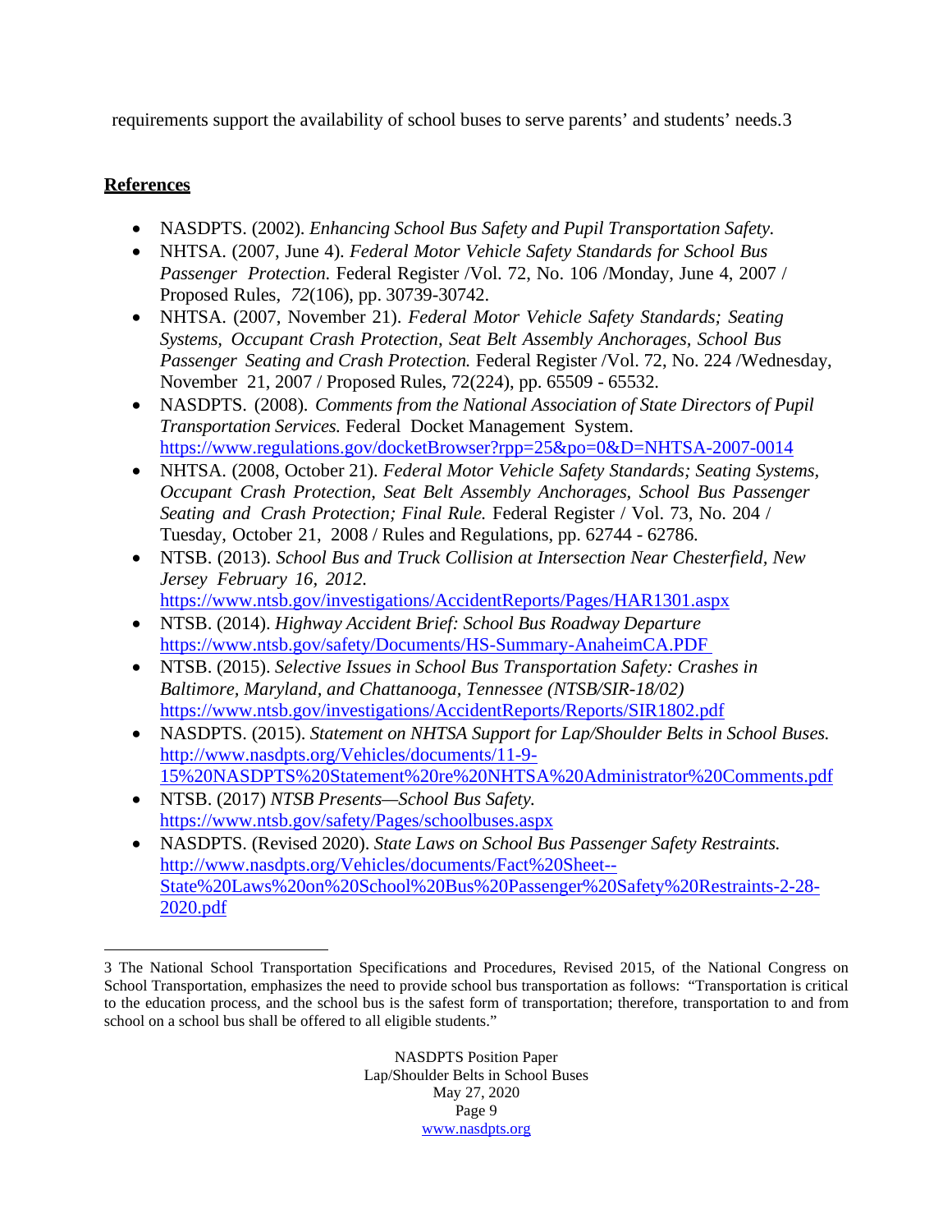requirements support the availability of school buses to serve parents' and students' needs.[3]

**References**

- NASDPTS. (2002). *Enhancing School Bus Safety and Pupil Transportation Safety.*
- NHTSA. (2007, June 4). *Federal Motor Vehicle Safety Standards for School Bus Passenger Protection.* Federal Register /Vol. 72, No. 106 /Monday, June 4, 2007 / Proposed Rules, *72*(106), pp. 30739-30742.
- NHTSA. (2007, November 21). *Federal Motor Vehicle Safety Standards; Seating Systems, Occupant Crash Protection, Seat Belt Assembly Anchorages, School Bus Passenger Seating and Crash Protection.* Federal Register /Vol. 72, No. 224 /Wednesday, November 21, 2007 / Proposed Rules, 72(224), pp. 65509 - 65532.
- NASDPTS. (2008). *Comments from the National Association of State Directors of Pupil Transportation Services.* Federal Docket Management System. https://www.regulations.gov/docketBrowser?rpp=25&po=0&D=NHTSA-2007-0014
- NHTSA. (2008, October 21). *Federal Motor Vehicle Safety Standards; Seating Systems, Occupant Crash Protection, Seat Belt Assembly Anchorages, School Bus Passenger Seating and Crash Protection; Final Rule.* Federal Register / Vol. 73, No. 204 / Tuesday, October 21, 2008 / Rules and Regulations, pp. 62744 - 62786.
- NTSB. (2013). *School Bus and Truck Collision at Intersection Near Chesterfield, New Jersey February 16, 2012.* https://www.ntsb.gov/investigations/AccidentReports/Pages/HAR1301.aspx
- NTSB. (2014). *Highway Accident Brief: School Bus Roadway Departure* https://www.ntsb.gov/safety/Documents/HS-Summary-AnaheimCA.PDF
- NTSB. (2015). *Selective Issues in School Bus Transportation Safety: Crashes in Baltimore, Maryland, and Chattanooga, Tennessee (NTSB/SIR-18/02)* https://www.ntsb.gov/investigations/AccidentReports/Reports/SIR1802.pdf
- NASDPTS. (2015). *Statement on NHTSA Support for Lap/Shoulder Belts in School Buses.* http://www.nasdpts.org/Vehicles/documents/11-9-15%20NASDPTS%20Statement%20re%20NHTSA%20Administrator%20Comments.pdf
- NTSB. (2017) *NTSB Presents—School Bus Safety.* https://www.ntsb.gov/safety/Pages/schoolbuses.aspx
- NASDPTS. (Revised 2020). *State Laws on School Bus Passenger Safety Restraints.* http://www.nasdpts.org/Vehicles/documents/Fact%20Sheet--State%20Laws%20on%20School%20Bus%20Passenger%20Safety%20Restraints-2-28-2020.pdf

---

[3] The National School Transportation Specifications and Procedures, Revised 2015, of the National Congress on School Transportation, emphasizes the need to provide school bus transportation as follows: "Transportation is critical to the education process, and the school bus is the safest form of transportation; therefore, transportation to and from school on a school bus shall be offered to all eligible students."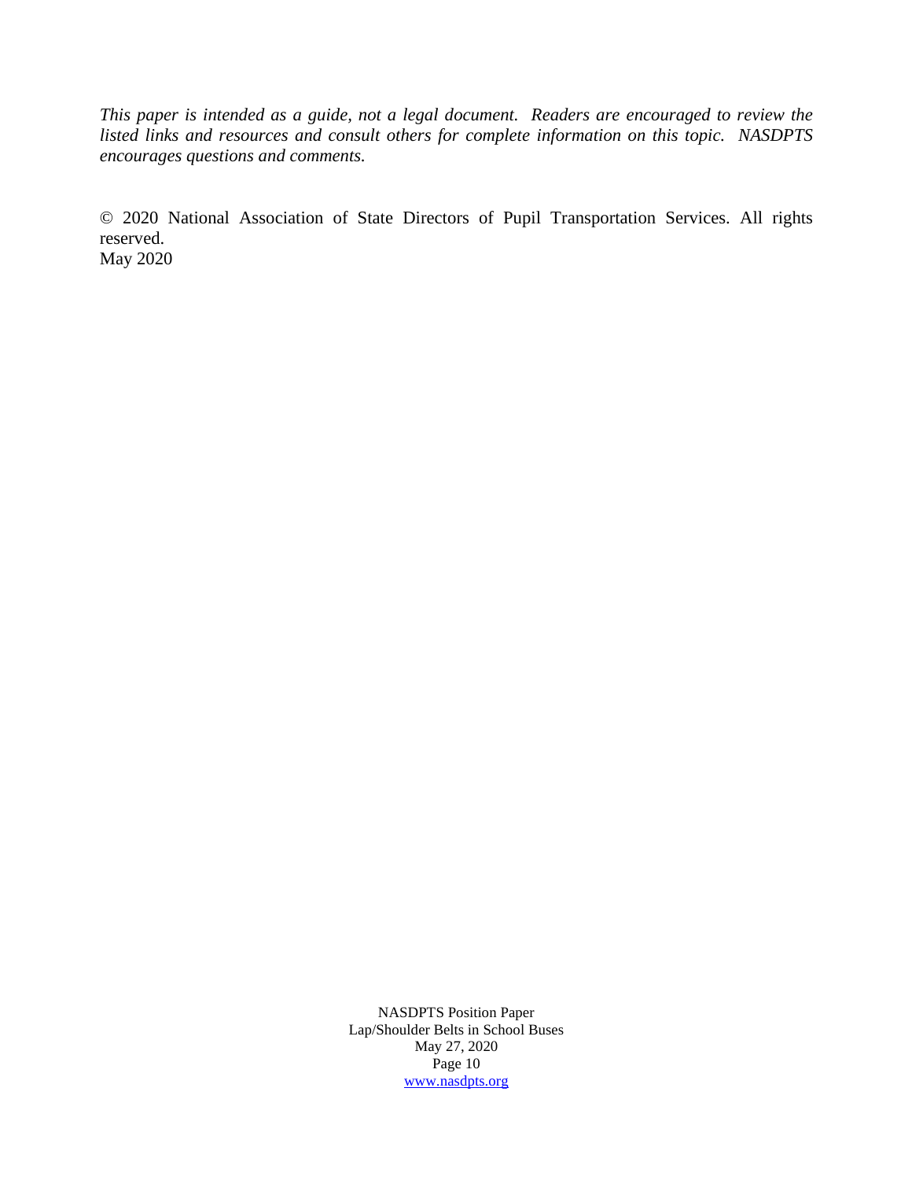*This paper is intended as a guide, not a legal document. Readers are encouraged to review the listed links and resources and consult others for complete information on this topic. NASDPTS encourages questions and comments.*

© 2020 National Association of State Directors of Pupil Transportation Services. All rights reserved.
May 2020